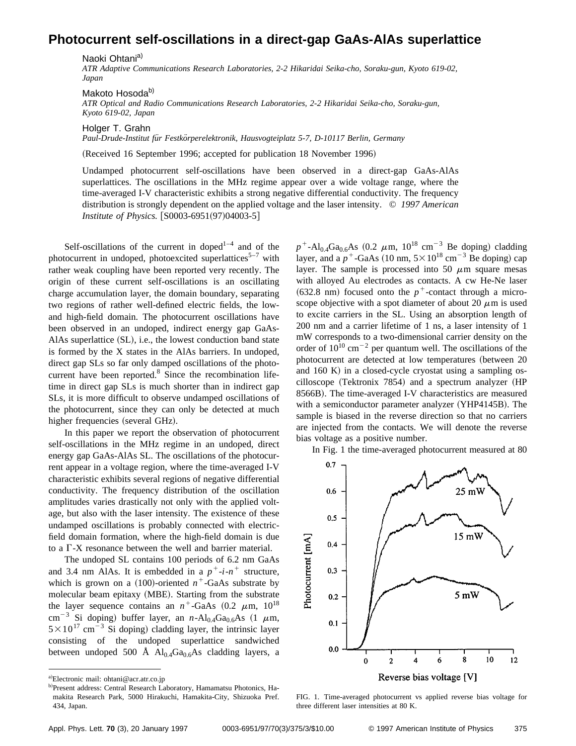# Photocurrent self-oscillations in a direct-gap GaAs-AlAs superlattice

Naoki Ohtani[a)]
*ATR Adaptive Communications Research Laboratories, 2-2 Hikaridai Seika-cho, Soraku-gun, Kyoto 619-02, Japan*

Makoto Hosoda[b)]
*ATR Optical and Radio Communications Research Laboratories, 2-2 Hikaridai Seika-cho, Soraku-gun, Kyoto 619-02, Japan*

Holger T. Grahn
*Paul-Drude-Institut für Festkörperelektronik, Hausvogteiplatz 5-7, D-10117 Berlin, Germany*

(Received 16 September 1996; accepted for publication 18 November 1996)

Undamped photocurrent self-oscillations have been observed in a direct-gap GaAs-AlAs superlattices. The oscillations in the MHz regime appear over a wide voltage range, where the time-averaged I-V characteristic exhibits a strong negative differential conductivity. The frequency distribution is strongly dependent on the applied voltage and the laser intensity. © *1997 American Institute of Physics.* [S0003-6951(97)04003-5]

Self-oscillations of the current in doped[1–4] and of the photocurrent in undoped, photoexcited superlattices[5–7] with rather weak coupling have been reported very recently. The origin of these current self-oscillations is an oscillating charge accumulation layer, the domain boundary, separating two regions of rather well-defined electric fields, the low- and high-field domain. The photocurrent oscillations have been observed in an undoped, indirect energy gap GaAs-AlAs superlattice (SL), i.e., the lowest conduction band state is formed by the X states in the AlAs barriers. In undoped, direct gap SLs so far only damped oscillations of the photocurrent have been reported.[8] Since the recombination lifetime in direct gap SLs is much shorter than in indirect gap SLs, it is more difficult to observe undamped oscillations of the photocurrent, since they can only be detected at much higher frequencies (several GHz).

In this paper we report the observation of photocurrent self-oscillations in the MHz regime in an undoped, direct energy gap GaAs-AlAs SL. The oscillations of the photocurrent appear in a voltage region, where the time-averaged I-V characteristic exhibits several regions of negative differential conductivity. The frequency distribution of the oscillation amplitudes varies drastically not only with the applied voltage, but also with the laser intensity. The existence of these undamped oscillations is probably connected with electric-field domain formation, where the high-field domain is due to a Γ-X resonance between the well and barrier material.

The undoped SL contains 100 periods of 6.2 nm GaAs and 3.4 nm AlAs. It is embedded in a $p^+$-$i$-$n^+$ structure, which is grown on a (100)-oriented $n^+$-GaAs substrate by molecular beam epitaxy (MBE). Starting from the substrate the layer sequence contains an $n^+$-GaAs (0.2 μm, $10^{18}$ $cm^{-3}$ Si doping) buffer layer, an $n$-$Al_{0.4}Ga_{0.6}As$ (1 μm, $5\times10^{17}$ $cm^{-3}$ Si doping) cladding layer, the intrinsic layer consisting of the undoped superlattice sandwiched between undoped 500 Å $Al_{0.4}Ga_{0.6}As$ cladding layers, a $p^+$-$Al_{0.4}Ga_{0.6}As$ (0.2 μm, $10^{18}$ $cm^{-3}$ Be doping) cladding layer, and a $p^+$-GaAs (10 nm, $5\times10^{18}$ $cm^{-3}$ Be doping) cap layer. The sample is processed into 50 μm square mesas with alloyed Au electrodes as contacts. A cw He-Ne laser (632.8 nm) focused onto the $p^+$-contact through a microscope objective with a spot diameter of about 20 μm is used to excite carriers in the SL. Using an absorption length of 200 nm and a carrier lifetime of 1 ns, a laser intensity of 1 mW corresponds to a two-dimensional carrier density on the order of $10^{10}$ $cm^{-2}$ per quantum well. The oscillations of the photocurrent are detected at low temperatures (between 20 and 160 K) in a closed-cycle cryostat using a sampling oscilloscope (Tektronix 7854) and a spectrum analyzer (HP 8566B). The time-averaged I-V characteristics are measured with a semiconductor parameter analyzer (YHP4145B). The sample is biased in the reverse direction so that no carriers are injected from the contacts. We will denote the reverse bias voltage as a positive number.

In Fig. 1 the time-averaged photocurrent measured at 80

FIG. 1. Time-averaged photocurrent vs applied reverse bias voltage for three different laser intensities at 80 K.

---

[a)]Electronic mail: ohtani@acr.atr.co.jp

[b)]Present address: Central Research Laboratory, Hamamatsu Photonics, Hamakita Research Park, 5000 Hirakuchi, Hamakita-City, Shizuoka Pref. 434, Japan.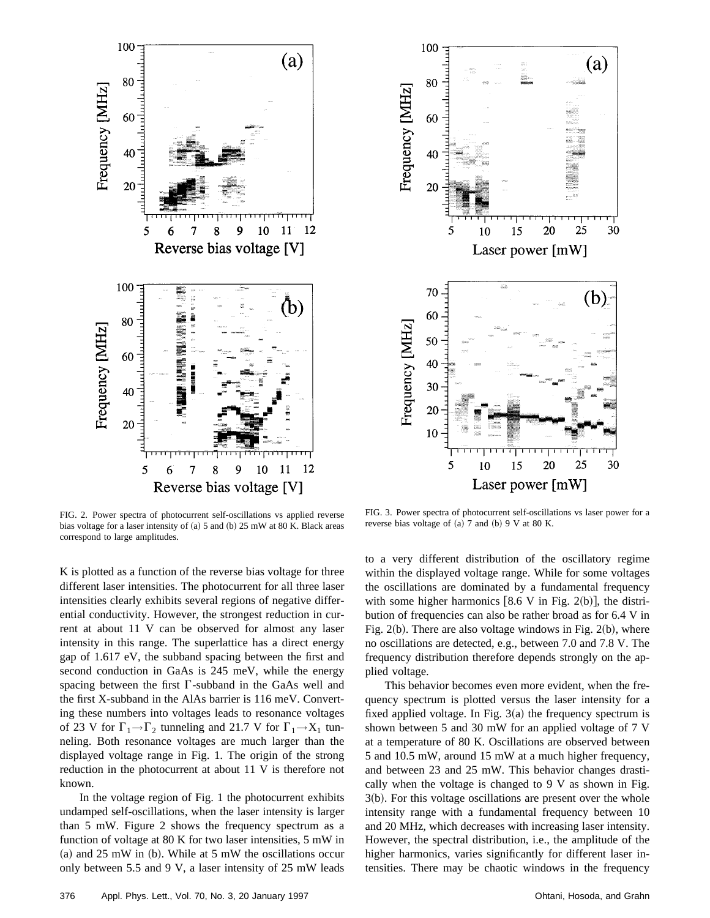FIG. 2. Power spectra of photocurrent self-oscillations vs applied reverse bias voltage for a laser intensity of (a) 5 and (b) 25 mW at 80 K. Black areas correspond to large amplitudes.

FIG. 3. Power spectra of photocurrent self-oscillations vs laser power for a reverse bias voltage of (a) 7 and (b) 9 V at 80 K.

K is plotted as a function of the reverse bias voltage for three different laser intensities. The photocurrent for all three laser intensities clearly exhibits several regions of negative differential conductivity. However, the strongest reduction in current at about 11 V can be observed for almost any laser intensity in this range. The superlattice has a direct energy gap of 1.617 eV, the subband spacing between the first and second conduction in GaAs is 245 meV, while the energy spacing between the first Γ-subband in the GaAs well and the first X-subband in the AlAs barrier is 116 meV. Converting these numbers into voltages leads to resonance voltages of 23 V for $\Gamma_1 \rightarrow \Gamma_2$ tunneling and 21.7 V for $\Gamma_1 \rightarrow X_1$ tunneling. Both resonance voltages are much larger than the displayed voltage range in Fig. 1. The origin of the strong reduction in the photocurrent at about 11 V is therefore not known.

In the voltage region of Fig. 1 the photocurrent exhibits undamped self-oscillations, when the laser intensity is larger than 5 mW. Figure 2 shows the frequency spectrum as a function of voltage at 80 K for two laser intensities, 5 mW in (a) and 25 mW in (b). While at 5 mW the oscillations occur only between 5.5 and 9 V, a laser intensity of 25 mW leads to a very different distribution of the oscillatory regime within the displayed voltage range. While for some voltages the oscillations are dominated by a fundamental frequency with some higher harmonics [8.6 V in Fig. 2(b)], the distribution of frequencies can also be rather broad as for 6.4 V in Fig. 2(b). There are also voltage windows in Fig. 2(b), where no oscillations are detected, e.g., between 7.0 and 7.8 V. The frequency distribution therefore depends strongly on the applied voltage.

This behavior becomes even more evident, when the frequency spectrum is plotted versus the laser intensity for a fixed applied voltage. In Fig. 3(a) the frequency spectrum is shown between 5 and 30 mW for an applied voltage of 7 V at a temperature of 80 K. Oscillations are observed between 5 and 10.5 mW, around 15 mW at a much higher frequency, and between 23 and 25 mW. This behavior changes drastically when the voltage is changed to 9 V as shown in Fig. 3(b). For this voltage oscillations are present over the whole intensity range with a fundamental frequency between 10 and 20 MHz, which decreases with increasing laser intensity. However, the spectral distribution, i.e., the amplitude of the higher harmonics, varies significantly for different laser intensities. There may be chaotic windows in the frequency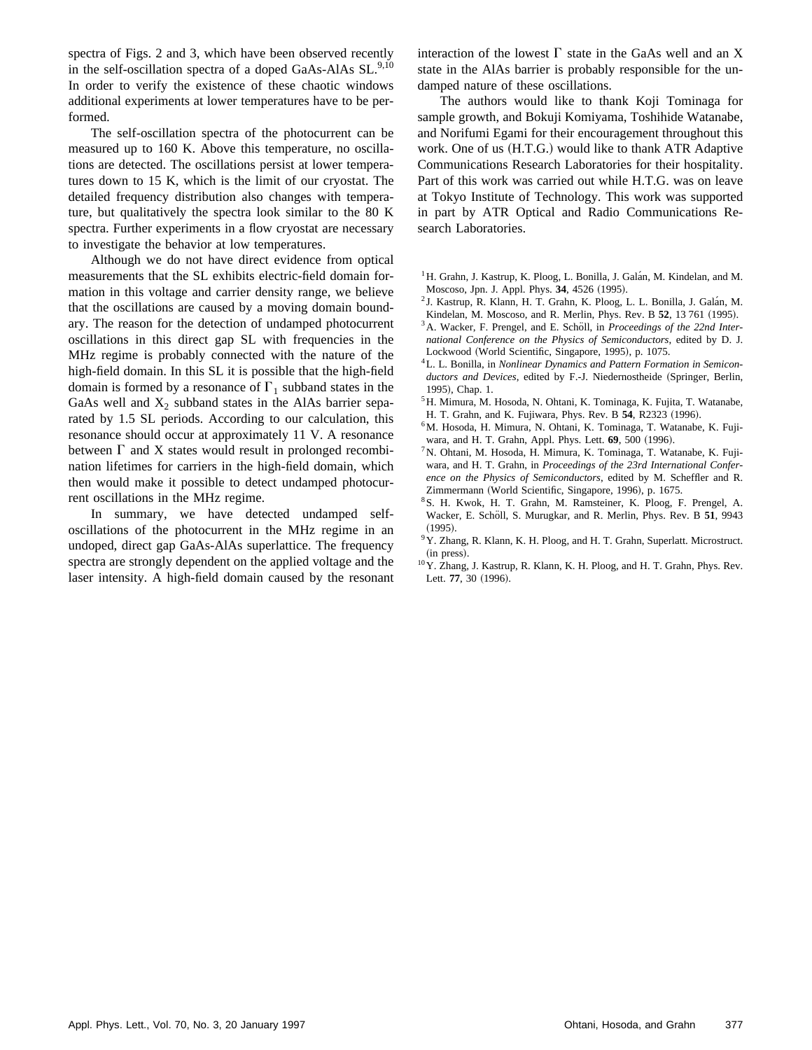spectra of Figs. 2 and 3, which have been observed recently in the self-oscillation spectra of a doped GaAs-AlAs SL.[9,10] In order to verify the existence of these chaotic windows additional experiments at lower temperatures have to be performed.

The self-oscillation spectra of the photocurrent can be measured up to 160 K. Above this temperature, no oscillations are detected. The oscillations persist at lower temperatures down to 15 K, which is the limit of our cryostat. The detailed frequency distribution also changes with temperature, but qualitatively the spectra look similar to the 80 K spectra. Further experiments in a flow cryostat are necessary to investigate the behavior at low temperatures.

Although we do not have direct evidence from optical measurements that the SL exhibits electric-field domain formation in this voltage and carrier density range, we believe that the oscillations are caused by a moving domain boundary. The reason for the detection of undamped photocurrent oscillations in this direct gap SL with frequencies in the MHz regime is probably connected with the nature of the high-field domain. In this SL it is possible that the high-field domain is formed by a resonance of $\Gamma_1$ subband states in the GaAs well and $X_2$ subband states in the AlAs barrier separated by 1.5 SL periods. According to our calculation, this resonance should occur at approximately 11 V. A resonance between $\Gamma$ and X states would result in prolonged recombination lifetimes for carriers in the high-field domain, which then would make it possible to detect undamped photocurrent oscillations in the MHz regime.

In summary, we have detected undamped self-oscillations of the photocurrent in the MHz regime in an undoped, direct gap GaAs-AlAs superlattice. The frequency spectra are strongly dependent on the applied voltage and the laser intensity. A high-field domain caused by the resonant interaction of the lowest $\Gamma$ state in the GaAs well and an X state in the AlAs barrier is probably responsible for the undamped nature of these oscillations.

The authors would like to thank Koji Tominaga for sample growth, and Bokuji Komiyama, Toshihide Watanabe, and Norifumi Egami for their encouragement throughout this work. One of us (H.T.G.) would like to thank ATR Adaptive Communications Research Laboratories for their hospitality. Part of this work was carried out while H.T.G. was on leave at Tokyo Institute of Technology. This work was supported in part by ATR Optical and Radio Communications Research Laboratories.

[1] H. Grahn, J. Kastrup, K. Ploog, L. Bonilla, J. Galán, M. Kindelan, and M. Moscoso, Jpn. J. Appl. Phys. **34**, 4526 (1995).

[2] J. Kastrup, R. Klann, H. T. Grahn, K. Ploog, L. L. Bonilla, J. Galán, M. Kindelan, M. Moscoso, and R. Merlin, Phys. Rev. B **52**, 13 761 (1995).

[3] A. Wacker, F. Prengel, and E. Schöll, in *Proceedings of the 22nd International Conference on the Physics of Semiconductors*, edited by D. J. Lockwood (World Scientific, Singapore, 1995), p. 1075.

[4] L. L. Bonilla, in *Nonlinear Dynamics and Pattern Formation in Semiconductors and Devices*, edited by F.-J. Niedernostheide (Springer, Berlin, 1995), Chap. 1.

[5] H. Mimura, M. Hosoda, N. Ohtani, K. Tominaga, K. Fujita, T. Watanabe, H. T. Grahn, and K. Fujiwara, Phys. Rev. B **54**, R2323 (1996).

[6] M. Hosoda, H. Mimura, N. Ohtani, K. Tominaga, T. Watanabe, K. Fujiwara, and H. T. Grahn, Appl. Phys. Lett. **69**, 500 (1996).

[7] N. Ohtani, M. Hosoda, H. Mimura, K. Tominaga, T. Watanabe, K. Fujiwara, and H. T. Grahn, in *Proceedings of the 23rd International Conference on the Physics of Semiconductors*, edited by M. Scheffler and R. Zimmermann (World Scientific, Singapore, 1996), p. 1675.

[8] S. H. Kwok, H. T. Grahn, M. Ramsteiner, K. Ploog, F. Prengel, A. Wacker, E. Schöll, S. Murugkar, and R. Merlin, Phys. Rev. B **51**, 9943 (1995).

[9] Y. Zhang, R. Klann, K. H. Ploog, and H. T. Grahn, Superlatt. Microstruct. (in press).

[10] Y. Zhang, J. Kastrup, R. Klann, K. H. Ploog, and H. T. Grahn, Phys. Rev. Lett. **77**, 30 (1996).